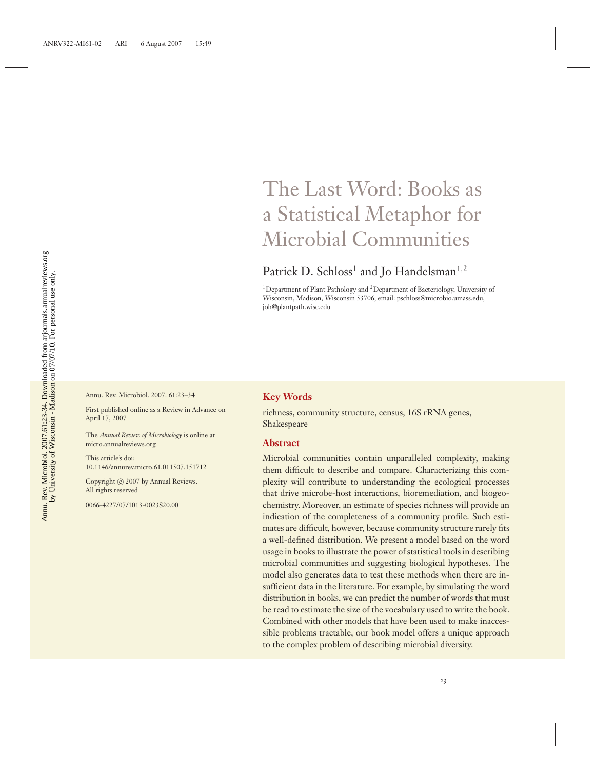# The Last Word: Books as a Statistical Metaphor for Microbial Communities

Patrick D. Schloss[1] and Jo Handelsman[1,2]

[1]Department of Plant Pathology and [2]Department of Bacteriology, University of Wisconsin, Madison, Wisconsin 53706; email: pschloss@microbio.umass.edu, joh@plantpath.wisc.edu

Annu. Rev. Microbiol. 2007. 61:23–34

First published online as a Review in Advance on April 17, 2007

The *Annual Review of Microbiology* is online at micro.annualreviews.org

This article's doi: 10.1146/annurev.micro.61.011507.151712

Copyright © 2007 by Annual Reviews. All rights reserved

0066-4227/07/1013-0023$20.00

## Key Words

richness, community structure, census, 16S rRNA genes, Shakespeare

## Abstract

Microbial communities contain unparalleled complexity, making them difficult to describe and compare. Characterizing this complexity will contribute to understanding the ecological processes that drive microbe-host interactions, bioremediation, and biogeochemistry. Moreover, an estimate of species richness will provide an indication of the completeness of a community profile. Such estimates are difficult, however, because community structure rarely fits a well-defined distribution. We present a model based on the word usage in books to illustrate the power of statistical tools in describing microbial communities and suggesting biological hypotheses. The model also generates data to test these methods when there are insufficient data in the literature. For example, by simulating the word distribution in books, we can predict the number of words that must be read to estimate the size of the vocabulary used to write the book. Combined with other models that have been used to make inaccessible problems tractable, our book model offers a unique approach to the complex problem of describing microbial diversity.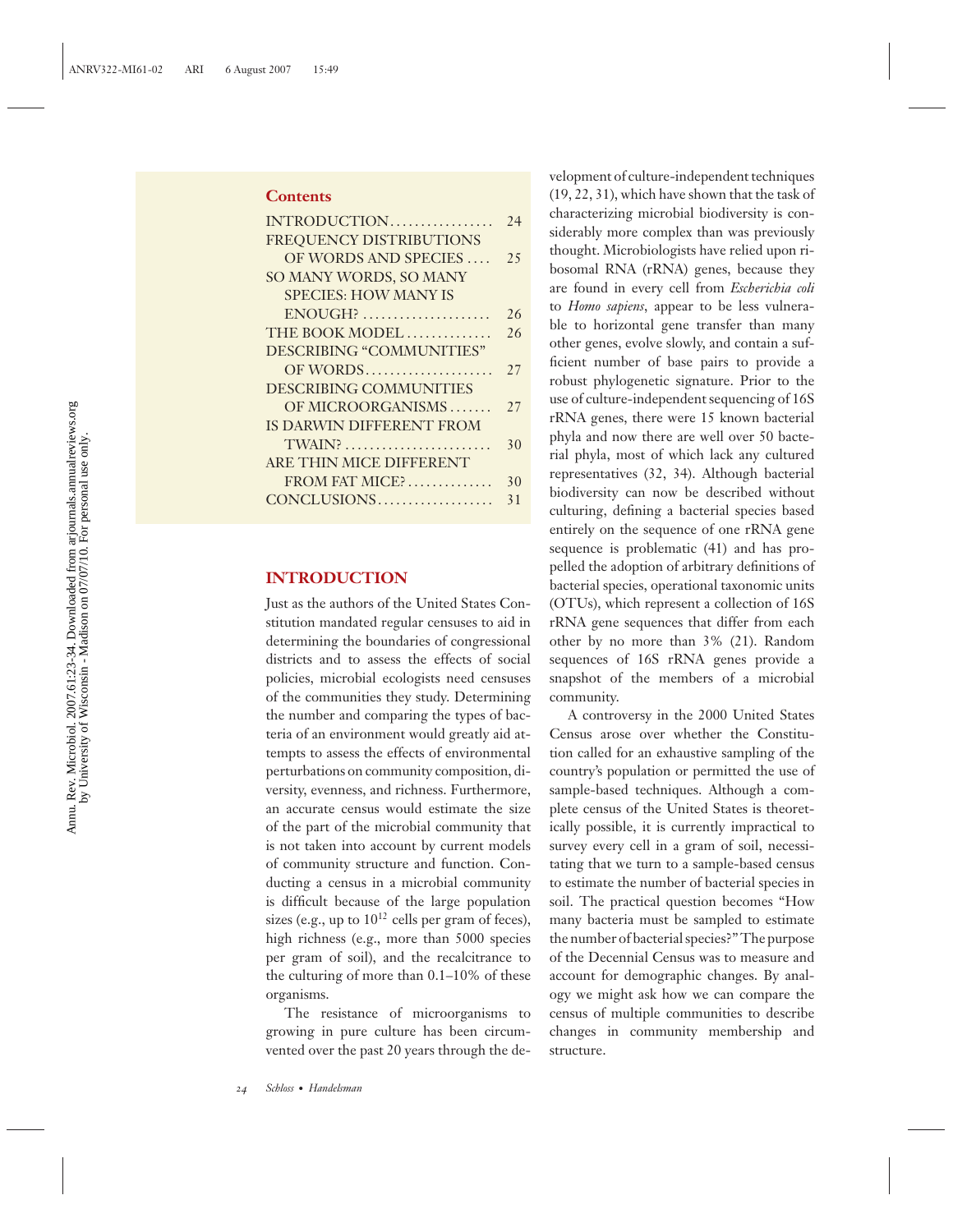**Contents**

| | |
|---|---|
| INTRODUCTION | 24 |
| FREQUENCY DISTRIBUTIONS OF WORDS AND SPECIES | 25 |
| SO MANY WORDS, SO MANY SPECIES: HOW MANY IS ENOUGH? | 26 |
| THE BOOK MODEL | 26 |
| DESCRIBING "COMMUNITIES" OF WORDS | 27 |
| DESCRIBING COMMUNITIES OF MICROORGANISMS | 27 |
| IS DARWIN DIFFERENT FROM TWAIN? | 30 |
| ARE THIN MICE DIFFERENT FROM FAT MICE? | 30 |
| CONCLUSIONS | 31 |

## INTRODUCTION

Just as the authors of the United States Constitution mandated regular censuses to aid in determining the boundaries of congressional districts and to assess the effects of social policies, microbial ecologists need censuses of the communities they study. Determining the number and comparing the types of bacteria of an environment would greatly aid attempts to assess the effects of environmental perturbations on community composition, diversity, evenness, and richness. Furthermore, an accurate census would estimate the size of the part of the microbial community that is not taken into account by current models of community structure and function. Conducting a census in a microbial community is difficult because of the large population sizes (e.g., up to $10^{12}$ cells per gram of feces), high richness (e.g., more than 5000 species per gram of soil), and the recalcitrance to the culturing of more than 0.1–10% of these organisms.

The resistance of microorganisms to growing in pure culture has been circumvented over the past 20 years through the development of culture-independent techniques (19, 22, 31), which have shown that the task of characterizing microbial biodiversity is considerably more complex than was previously thought. Microbiologists have relied upon ribosomal RNA (rRNA) genes, because they are found in every cell from *Escherichia coli* to *Homo sapiens*, appear to be less vulnerable to horizontal gene transfer than many other genes, evolve slowly, and contain a sufficient number of base pairs to provide a robust phylogenetic signature. Prior to the use of culture-independent sequencing of 16S rRNA genes, there were 15 known bacterial phyla and now there are well over 50 bacterial phyla, most of which lack any cultured representatives (32, 34). Although bacterial biodiversity can now be described without culturing, defining a bacterial species based entirely on the sequence of one rRNA gene sequence is problematic (41) and has propelled the adoption of arbitrary definitions of bacterial species, operational taxonomic units (OTUs), which represent a collection of 16S rRNA gene sequences that differ from each other by no more than 3% (21). Random sequences of 16S rRNA genes provide a snapshot of the members of a microbial community.

A controversy in the 2000 United States Census arose over whether the Constitution called for an exhaustive sampling of the country's population or permitted the use of sample-based techniques. Although a complete census of the United States is theoretically possible, it is currently impractical to survey every cell in a gram of soil, necessitating that we turn to a sample-based census to estimate the number of bacterial species in soil. The practical question becomes "How many bacteria must be sampled to estimate the number of bacterial species?" The purpose of the Decennial Census was to measure and account for demographic changes. By analogy we might ask how we can compare the census of multiple communities to describe changes in community membership and structure.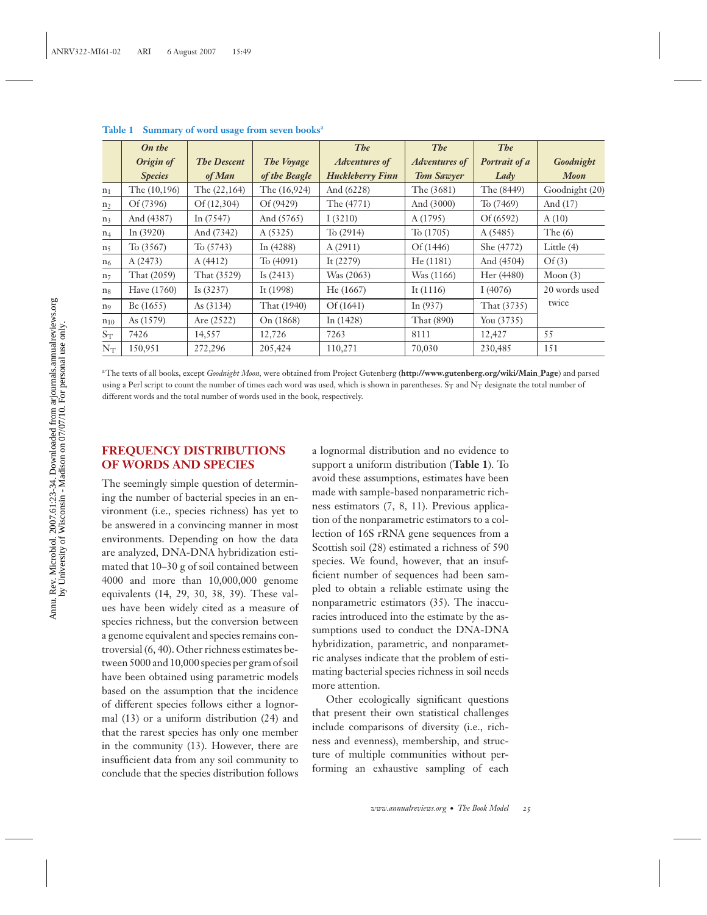**Table 1 Summary of word usage from seven books[a]**

| | *On the Origin of Species* | *The Descent of Man* | *The Voyage of the Beagle* | *The Adventures of Huckleberry Finn* | *The Adventures of Tom Sawyer* | *The Portrait of a Lady* | *Goodnight Moon* |
|---|---|---|---|---|---|---|---|
| $n_1$ | The (10,196) | The (22,164) | The (16,924) | And (6228) | The (3681) | The (8449) | Goodnight (20) |
| $n_2$ | Of (7396) | Of (12,304) | Of (9429) | The (4771) | And (3000) | To (7469) | And (17) |
| $n_3$ | And (4387) | In (7547) | And (5765) | I (3210) | A (1795) | Of (6592) | A (10) |
| $n_4$ | In (3920) | And (7342) | A (5325) | To (2914) | To (1705) | A (5485) | The (6) |
| $n_5$ | To (3567) | To (5743) | In (4288) | A (2911) | Of (1446) | She (4772) | Little (4) |
| $n_6$ | A (2473) | A (4412) | To (4091) | It (2279) | He (1181) | And (4504) | Of (3) |
| $n_7$ | That (2059) | That (3529) | Is (2413) | Was (2063) | Was (1166) | Her (4480) | Moon (3) |
| $n_8$ | Have (1760) | Is (3237) | It (1998) | He (1667) | It (1116) | I (4076) | 20 words used twice |
| $n_9$ | Be (1655) | As (3134) | That (1940) | Of (1641) | In (937) | That (3735) | |
| $n_{10}$ | As (1579) | Are (2522) | On (1868) | In (1428) | That (890) | You (3735) | |
| $S_T$ | 7426 | 14,557 | 12,726 | 7263 | 8111 | 12,427 | 55 |
| $N_T$ | 150,951 | 272,296 | 205,424 | 110,271 | 70,030 | 230,485 | 151 |

[a]The texts of all books, except *Goodnight Moon*, were obtained from Project Gutenberg (**http://www.gutenberg.org/wiki/Main_Page**) and parsed using a Perl script to count the number of times each word was used, which is shown in parentheses. $S_T$ and $N_T$ designate the total number of different words and the total number of words used in the book, respectively.

## FREQUENCY DISTRIBUTIONS OF WORDS AND SPECIES

The seemingly simple question of determining the number of bacterial species in an environment (i.e., species richness) has yet to be answered in a convincing manner in most environments. Depending on how the data are analyzed, DNA-DNA hybridization estimated that 10–30 g of soil contained between 4000 and more than 10,000,000 genome equivalents (14, 29, 30, 38, 39). These values have been widely cited as a measure of species richness, but the conversion between a genome equivalent and species remains controversial (6, 40). Other richness estimates between 5000 and 10,000 species per gram of soil have been obtained using parametric models based on the assumption that the incidence of different species follows either a lognormal (13) or a uniform distribution (24) and that the rarest species has only one member in the community (13). However, there are insufficient data from any soil community to conclude that the species distribution follows a lognormal distribution and no evidence to support a uniform distribution (**Table 1**). To avoid these assumptions, estimates have been made with sample-based nonparametric richness estimators (7, 8, 11). Previous application of the nonparametric estimators to a collection of 16S rRNA gene sequences from a Scottish soil (28) estimated a richness of 590 species. We found, however, that an insufficient number of sequences had been sampled to obtain a reliable estimate using the nonparametric estimators (35). The inaccuracies introduced into the estimate by the assumptions used to conduct the DNA-DNA hybridization, parametric, and nonparametric analyses indicate that the problem of estimating bacterial species richness in soil needs more attention.

Other ecologically significant questions that present their own statistical challenges include comparisons of diversity (i.e., richness and evenness), membership, and structure of multiple communities without performing an exhaustive sampling of each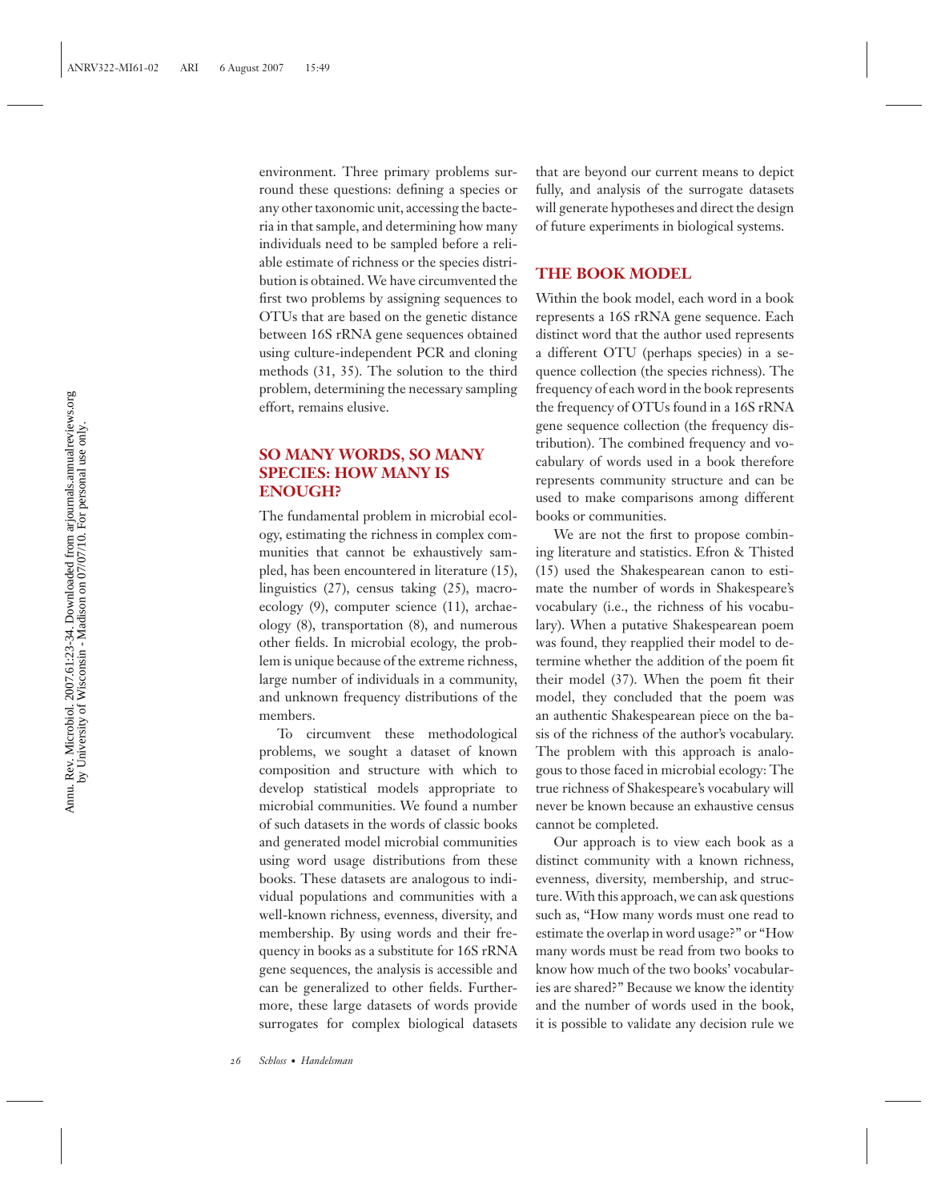environment. Three primary problems surround these questions: defining a species or any other taxonomic unit, accessing the bacteria in that sample, and determining how many individuals need to be sampled before a reliable estimate of richness or the species distribution is obtained. We have circumvented the first two problems by assigning sequences to OTUs that are based on the genetic distance between 16S rRNA gene sequences obtained using culture-independent PCR and cloning methods (31, 35). The solution to the third problem, determining the necessary sampling effort, remains elusive.

## SO MANY WORDS, SO MANY SPECIES: HOW MANY IS ENOUGH?

The fundamental problem in microbial ecology, estimating the richness in complex communities that cannot be exhaustively sampled, has been encountered in literature (15), linguistics (27), census taking (25), macroecology (9), computer science (11), archaeology (8), transportation (8), and numerous other fields. In microbial ecology, the problem is unique because of the extreme richness, large number of individuals in a community, and unknown frequency distributions of the members.

To circumvent these methodological problems, we sought a dataset of known composition and structure with which to develop statistical models appropriate to microbial communities. We found a number of such datasets in the words of classic books and generated model microbial communities using word usage distributions from these books. These datasets are analogous to individual populations and communities with a well-known richness, evenness, diversity, and membership. By using words and their frequency in books as a substitute for 16S rRNA gene sequences, the analysis is accessible and can be generalized to other fields. Furthermore, these large datasets of words provide surrogates for complex biological datasets that are beyond our current means to depict fully, and analysis of the surrogate datasets will generate hypotheses and direct the design of future experiments in biological systems.

## THE BOOK MODEL

Within the book model, each word in a book represents a 16S rRNA gene sequence. Each distinct word that the author used represents a different OTU (perhaps species) in a sequence collection (the species richness). The frequency of each word in the book represents the frequency of OTUs found in a 16S rRNA gene sequence collection (the frequency distribution). The combined frequency and vocabulary of words used in a book therefore represents community structure and can be used to make comparisons among different books or communities.

We are not the first to propose combining literature and statistics. Efron & Thisted (15) used the Shakespearean canon to estimate the number of words in Shakespeare's vocabulary (i.e., the richness of his vocabulary). When a putative Shakespearean poem was found, they reapplied their model to determine whether the addition of the poem fit their model (37). When the poem fit their model, they concluded that the poem was an authentic Shakespearean piece on the basis of the richness of the author's vocabulary. The problem with this approach is analogous to those faced in microbial ecology: The true richness of Shakespeare's vocabulary will never be known because an exhaustive census cannot be completed.

Our approach is to view each book as a distinct community with a known richness, evenness, diversity, membership, and structure. With this approach, we can ask questions such as, "How many words must one read to estimate the overlap in word usage?" or "How many words must be read from two books to know how much of the two books' vocabularies are shared?" Because we know the identity and the number of words used in the book, it is possible to validate any decision rule we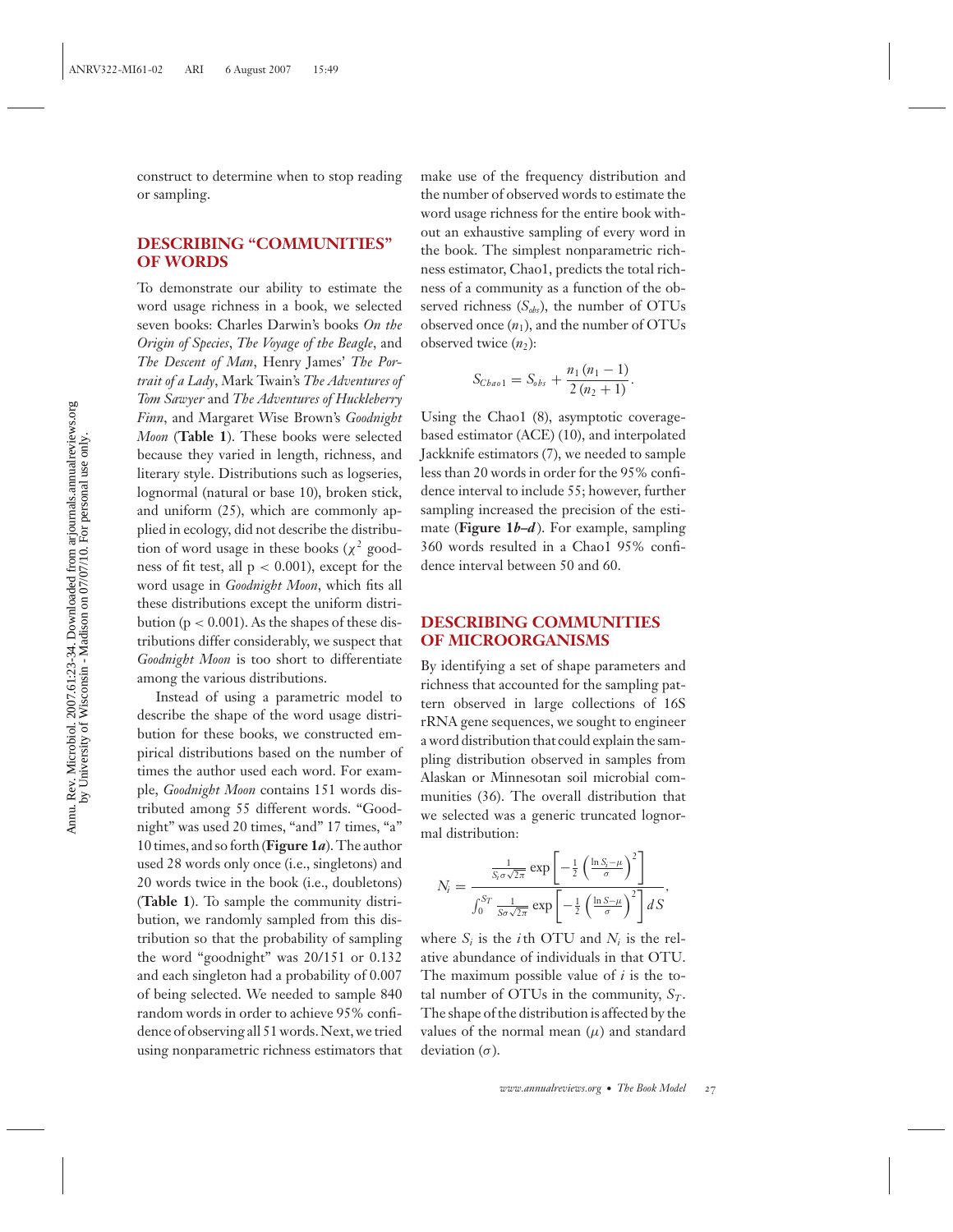construct to determine when to stop reading or sampling.

## DESCRIBING "COMMUNITIES" OF WORDS

To demonstrate our ability to estimate the word usage richness in a book, we selected seven books: Charles Darwin's books *On the Origin of Species*, *The Voyage of the Beagle*, and *The Descent of Man*, Henry James' *The Portrait of a Lady*, Mark Twain's *The Adventures of Tom Sawyer* and *The Adventures of Huckleberry Finn*, and Margaret Wise Brown's *Goodnight Moon* (**Table 1**). These books were selected because they varied in length, richness, and literary style. Distributions such as logseries, lognormal (natural or base 10), broken stick, and uniform (25), which are commonly applied in ecology, did not describe the distribution of word usage in these books ($\chi^2$ goodness of fit test, all $p < 0.001$), except for the word usage in *Goodnight Moon*, which fits all these distributions except the uniform distribution ($p < 0.001$). As the shapes of these distributions differ considerably, we suspect that *Goodnight Moon* is too short to differentiate among the various distributions.

Instead of using a parametric model to describe the shape of the word usage distribution for these books, we constructed empirical distributions based on the number of times the author used each word. For example, *Goodnight Moon* contains 151 words distributed among 55 different words. "Goodnight" was used 20 times, "and" 17 times, "a" 10 times, and so forth (**Figure 1*a***). The author used 28 words only once (i.e., singletons) and 20 words twice in the book (i.e., doubletons) (**Table 1**). To sample the community distribution, we randomly sampled from this distribution so that the probability of sampling the word "goodnight" was 20/151 or 0.132 and each singleton had a probability of 0.007 of being selected. We needed to sample 840 random words in order to achieve 95% confidence of observing all 51 words. Next, we tried using nonparametric richness estimators that make use of the frequency distribution and the number of observed words to estimate the word usage richness for the entire book without an exhaustive sampling of every word in the book. The simplest nonparametric richness estimator, Chao1, predicts the total richness of a community as a function of the observed richness ($S_{obs}$), the number of OTUs observed once ($n_1$), and the number of OTUs observed twice ($n_2$):

$$S_{Chao1} = S_{obs} + \frac{n_1(n_1 - 1)}{2(n_2 + 1)}.$$

Using the Chao1 (8), asymptotic coverage-based estimator (ACE) (10), and interpolated Jackknife estimators (7), we needed to sample less than 20 words in order for the 95% confidence interval to include 55; however, further sampling increased the precision of the estimate (**Figure 1*b–d***). For example, sampling 360 words resulted in a Chao1 95% confidence interval between 50 and 60.

## DESCRIBING COMMUNITIES OF MICROORGANISMS

By identifying a set of shape parameters and richness that accounted for the sampling pattern observed in large collections of 16S rRNA gene sequences, we sought to engineer a word distribution that could explain the sampling distribution observed in samples from Alaskan or Minnesotan soil microbial communities (36). The overall distribution that we selected was a generic truncated lognormal distribution:

$$N_i = \frac{\frac{1}{S_i \sigma \sqrt{2\pi}} \exp\left[-\frac{1}{2}\left(\frac{\ln S_i - \mu}{\sigma}\right)^2\right]}{\int_0^{S_T} \frac{1}{S\sigma\sqrt{2\pi}} \exp\left[-\frac{1}{2}\left(\frac{\ln S - \mu}{\sigma}\right)^2\right] dS},$$

where $S_i$ is the $i$th OTU and $N_i$ is the relative abundance of individuals in that OTU. The maximum possible value of $i$ is the total number of OTUs in the community, $S_T$. The shape of the distribution is affected by the values of the normal mean ($\mu$) and standard deviation ($\sigma$).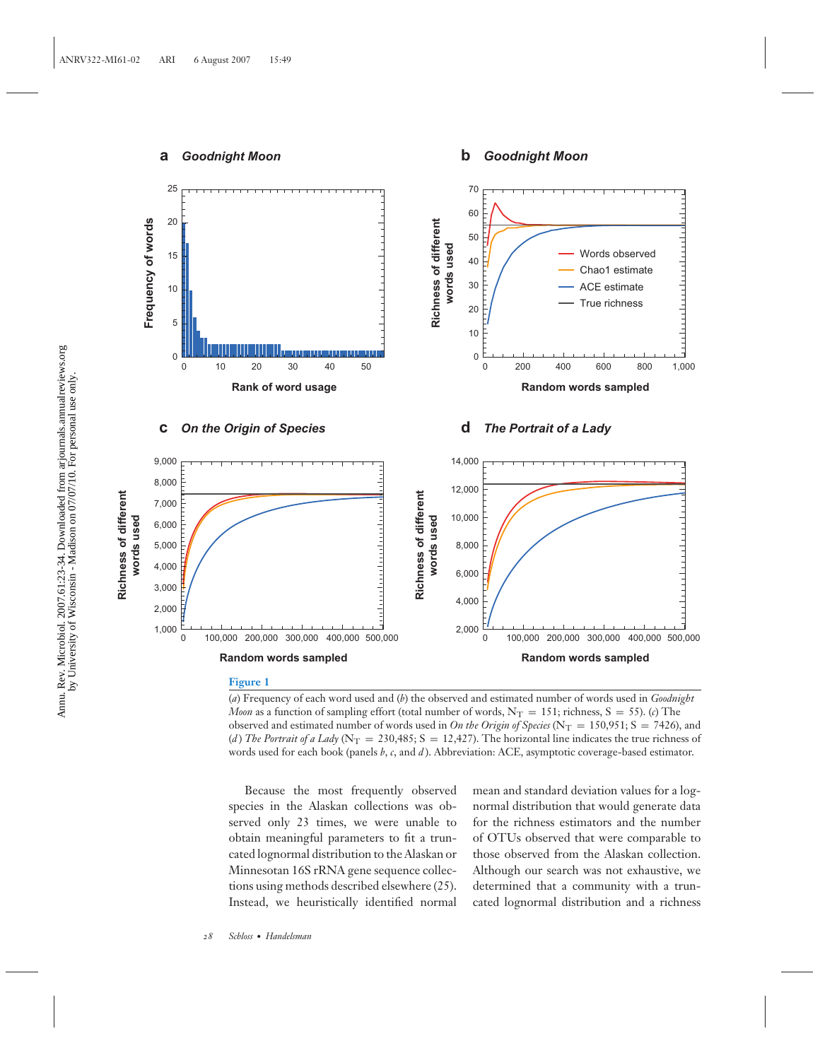**a** *Goodnight Moon*

Frequency of words

25
20
15
10
5
0

0 10 20 30 40 50

Rank of word usage

**b** *Goodnight Moon*

Richness of different words used

70
60
50
40
30
20
10
0

0 200 400 600 800 1,000

Random words sampled

Words observed
Chao1 estimate
ACE estimate
True richness

**c** *On the Origin of Species*

Richness of different words used

9,000
8,000
7,000
6,000
5,000
4,000
3,000
2,000
1,000

0 100,000 200,000 300,000 400,000 500,000

Random words sampled

**d** *The Portrait of a Lady*

Richness of different words used

14,000
12,000
10,000
8,000
6,000
4,000
2,000

0 100,000 200,000 300,000 400,000 500,000

Random words sampled

**Figure 1**

(*a*) Frequency of each word used and (*b*) the observed and estimated number of words used in *Goodnight Moon* as a function of sampling effort (total number of words, $N_T = 151$; richness, $S = 55$). (*c*) The observed and estimated number of words used in *On the Origin of Species* ($N_T = 150{,}951$; $S = 7426$), and (*d*) *The Portrait of a Lady* ($N_T = 230{,}485$; $S = 12{,}427$). The horizontal line indicates the true richness of words used for each book (panels *b*, *c*, and *d*). Abbreviation: ACE, asymptotic coverage-based estimator.

Because the most frequently observed species in the Alaskan collections was observed only 23 times, we were unable to obtain meaningful parameters to fit a truncated lognormal distribution to the Alaskan or Minnesotan 16S rRNA gene sequence collections using methods described elsewhere (25). Instead, we heuristically identified normal mean and standard deviation values for a lognormal distribution that would generate data for the richness estimators and the number of OTUs observed that were comparable to those observed from the Alaskan collection. Although our search was not exhaustive, we determined that a community with a truncated lognormal distribution and a richness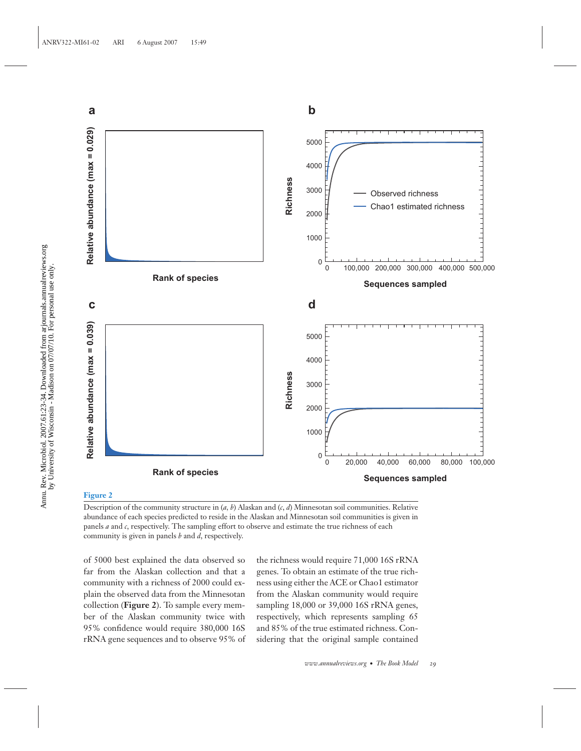a

Relative abundance (max = 0.029)

Rank of species

b

Richness

5000
4000
3000
2000
1000
0

0 100,000 200,000 300,000 400,000 500,000

Sequences sampled

Observed richness
Chao1 estimated richness

c

Relative abundance (max = 0.039)

Rank of species

d

Richness

5000
4000
3000
2000
1000
0

0 20,000 40,000 60,000 80,000 100,000

Sequences sampled

**Figure 2**

Description of the community structure in (*a*, *b*) Alaskan and (*c*, *d*) Minnesotan soil communities. Relative abundance of each species predicted to reside in the Alaskan and Minnesotan soil communities is given in panels *a* and *c*, respectively. The sampling effort to observe and estimate the true richness of each community is given in panels *b* and *d*, respectively.

of 5000 best explained the data observed so far from the Alaskan collection and that a community with a richness of 2000 could explain the observed data from the Minnesotan collection (**Figure 2**). To sample every member of the Alaskan community twice with 95% confidence would require 380,000 16S rRNA gene sequences and to observe 95% of the richness would require 71,000 16S rRNA genes. To obtain an estimate of the true richness using either the ACE or Chao1 estimator from the Alaskan community would require sampling 18,000 or 39,000 16S rRNA genes, respectively, which represents sampling 65 and 85% of the true estimated richness. Considering that the original sample contained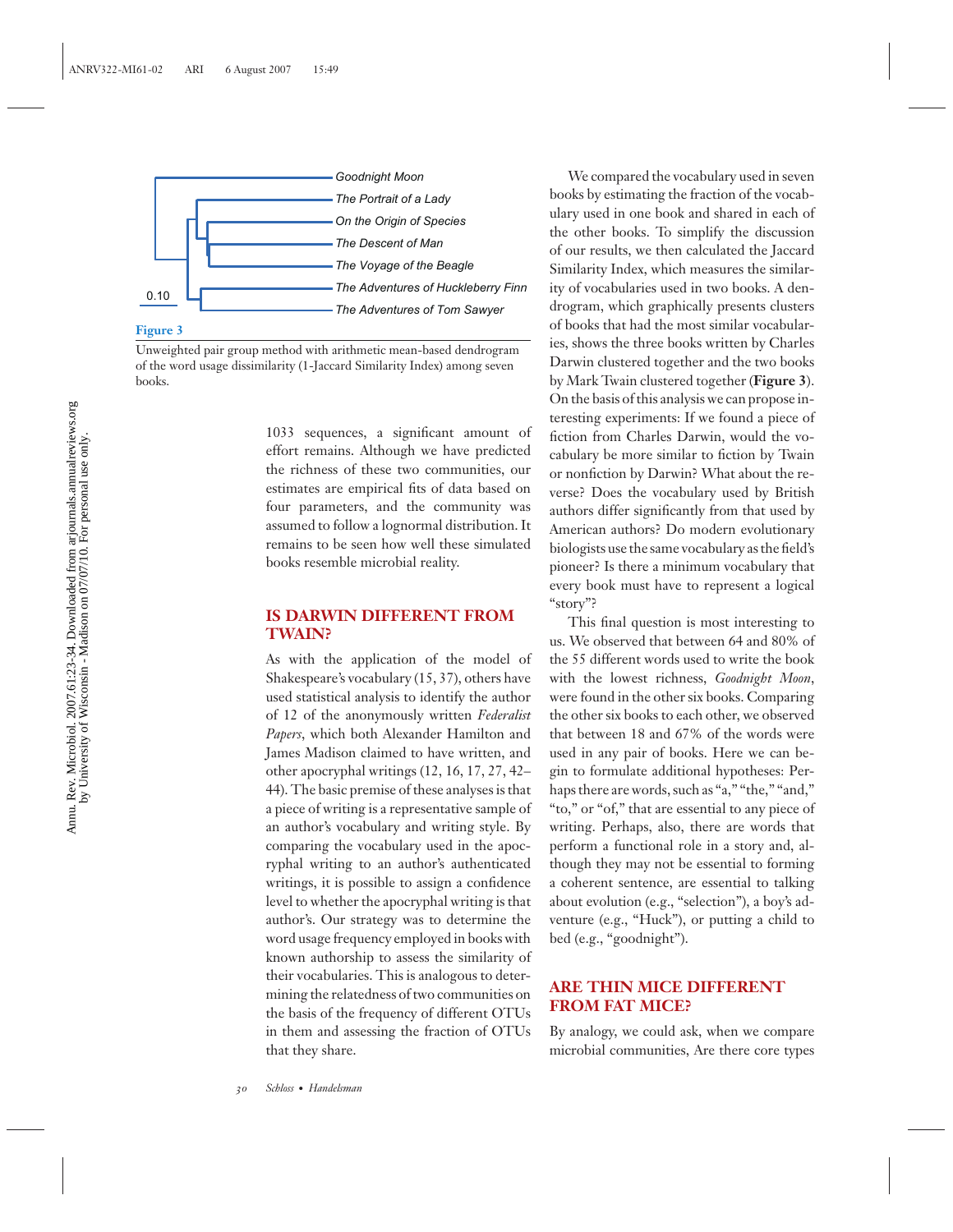Goodnight Moon

The Portrait of a Lady

On the Origin of Species

The Descent of Man

The Voyage of the Beagle

The Adventures of Huckleberry Finn

The Adventures of Tom Sawyer

0.10

**Figure 3**

Unweighted pair group method with arithmetic mean-based dendrogram of the word usage dissimilarity (1-Jaccard Similarity Index) among seven books.

1033 sequences, a significant amount of effort remains. Although we have predicted the richness of these two communities, our estimates are empirical fits of data based on four parameters, and the community was assumed to follow a lognormal distribution. It remains to be seen how well these simulated books resemble microbial reality.

## IS DARWIN DIFFERENT FROM TWAIN?

As with the application of the model of Shakespeare's vocabulary (15, 37), others have used statistical analysis to identify the author of 12 of the anonymously written *Federalist Papers*, which both Alexander Hamilton and James Madison claimed to have written, and other apocryphal writings (12, 16, 17, 27, 42–44). The basic premise of these analyses is that a piece of writing is a representative sample of an author's vocabulary and writing style. By comparing the vocabulary used in the apocryphal writing to an author's authenticated writings, it is possible to assign a confidence level to whether the apocryphal writing is that author's. Our strategy was to determine the word usage frequency employed in books with known authorship to assess the similarity of their vocabularies. This is analogous to determining the relatedness of two communities on the basis of the frequency of different OTUs in them and assessing the fraction of OTUs that they share.

We compared the vocabulary used in seven books by estimating the fraction of the vocabulary used in one book and shared in each of the other books. To simplify the discussion of our results, we then calculated the Jaccard Similarity Index, which measures the similarity of vocabularies used in two books. A dendrogram, which graphically presents clusters of books that had the most similar vocabularies, shows the three books written by Charles Darwin clustered together and the two books by Mark Twain clustered together (**Figure 3**). On the basis of this analysis we can propose interesting experiments: If we found a piece of fiction from Charles Darwin, would the vocabulary be more similar to fiction by Twain or nonfiction by Darwin? What about the reverse? Does the vocabulary used by British authors differ significantly from that used by American authors? Do modern evolutionary biologists use the same vocabulary as the field's pioneer? Is there a minimum vocabulary that every book must have to represent a logical "story"?

This final question is most interesting to us. We observed that between 64 and 80% of the 55 different words used to write the book with the lowest richness, *Goodnight Moon*, were found in the other six books. Comparing the other six books to each other, we observed that between 18 and 67% of the words were used in any pair of books. Here we can begin to formulate additional hypotheses: Perhaps there are words, such as "a," "the," "and," "to," or "of," that are essential to any piece of writing. Perhaps, also, there are words that perform a functional role in a story and, although they may not be essential to forming a coherent sentence, are essential to talking about evolution (e.g., "selection"), a boy's adventure (e.g., "Huck"), or putting a child to bed (e.g., "goodnight").

## ARE THIN MICE DIFFERENT FROM FAT MICE?

By analogy, we could ask, when we compare microbial communities, Are there core types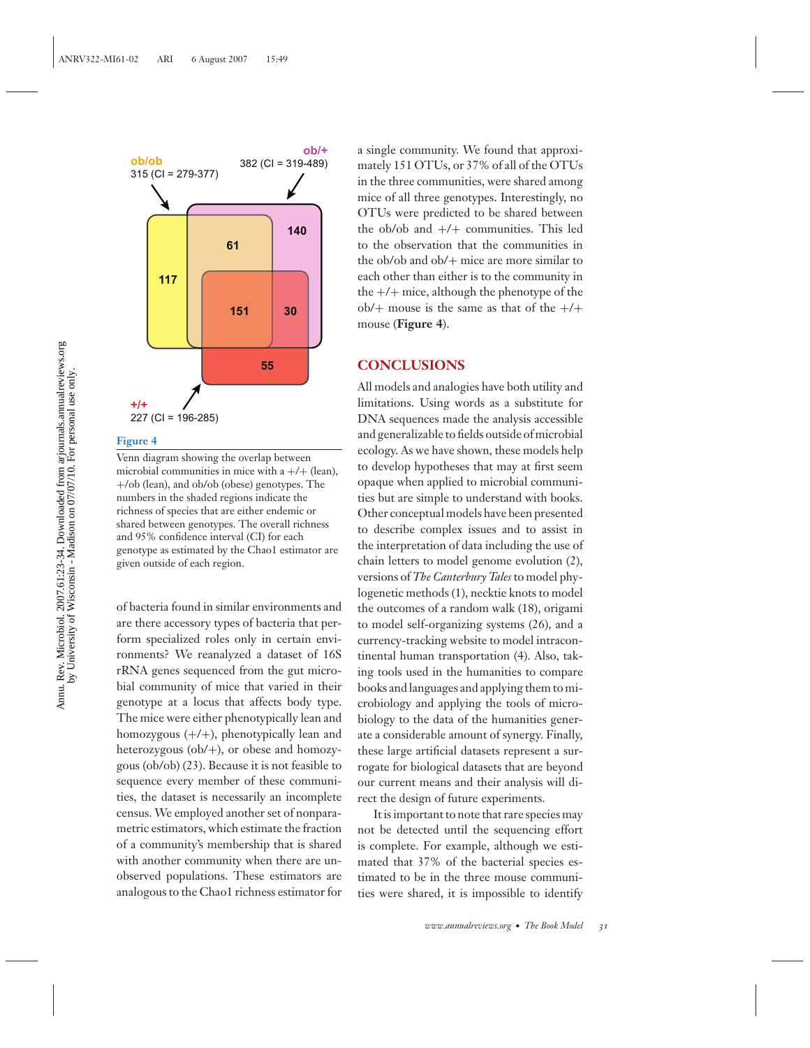ob/ob
315 (CI = 279-377)

ob/+
382 (CI = 319-489)

117

61

140

151

30

55

+/+
227 (CI = 196-285)

**Figure 4**

Venn diagram showing the overlap between microbial communities in mice with a +/+ (lean), +/ob (lean), and ob/ob (obese) genotypes. The numbers in the shaded regions indicate the richness of species that are either endemic or shared between genotypes. The overall richness and 95% confidence interval (CI) for each genotype as estimated by the Chao1 estimator are given outside of each region.

of bacteria found in similar environments and are there accessory types of bacteria that perform specialized roles only in certain environments? We reanalyzed a dataset of 16S rRNA genes sequenced from the gut microbial community of mice that varied in their genotype at a locus that affects body type. The mice were either phenotypically lean and homozygous (+/+), phenotypically lean and heterozygous (ob/+), or obese and homozygous (ob/ob) (23). Because it is not feasible to sequence every member of these communities, the dataset is necessarily an incomplete census. We employed another set of nonparametric estimators, which estimate the fraction of a community's membership that is shared with another community when there are unobserved populations. These estimators are analogous to the Chao1 richness estimator for a single community. We found that approximately 151 OTUs, or 37% of all of the OTUs in the three communities, were shared among mice of all three genotypes. Interestingly, no OTUs were predicted to be shared between the ob/ob and +/+ communities. This led to the observation that the communities in the ob/ob and ob/+ mice are more similar to each other than either is to the community in the +/+ mice, although the phenotype of the ob/+ mouse is the same as that of the +/+ mouse (**Figure 4**).

## CONCLUSIONS

All models and analogies have both utility and limitations. Using words as a substitute for DNA sequences made the analysis accessible and generalizable to fields outside of microbial ecology. As we have shown, these models help to develop hypotheses that may at first seem opaque when applied to microbial communities but are simple to understand with books. Other conceptual models have been presented to describe complex issues and to assist in the interpretation of data including the use of chain letters to model genome evolution (2), versions of *The Canterbury Tales* to model phylogenetic methods (1), necktie knots to model the outcomes of a random walk (18), origami to model self-organizing systems (26), and a currency-tracking website to model intracontinental human transportation (4). Also, taking tools used in the humanities to compare books and languages and applying them to microbiology and applying the tools of microbiology to the data of the humanities generate a considerable amount of synergy. Finally, these large artificial datasets represent a surrogate for biological datasets that are beyond our current means and their analysis will direct the design of future experiments.

It is important to note that rare species may not be detected until the sequencing effort is complete. For example, although we estimated that 37% of the bacterial species estimated to be in the three mouse communities were shared, it is impossible to identify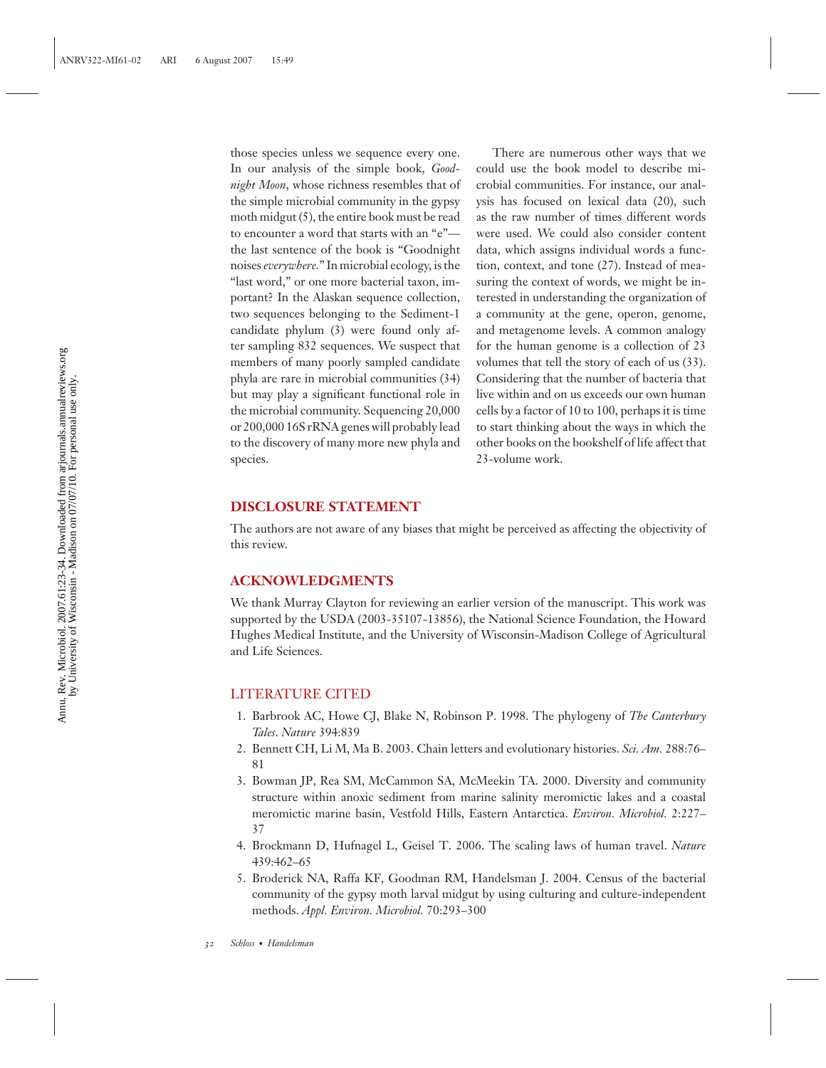those species unless we sequence every one. In our analysis of the simple book, *Goodnight Moon*, whose richness resembles that of the simple microbial community in the gypsy moth midgut (5), the entire book must be read to encounter a word that starts with an "e"—the last sentence of the book is "Goodnight noises *everywhere.*" In microbial ecology, is the "last word," or one more bacterial taxon, important? In the Alaskan sequence collection, two sequences belonging to the Sediment-1 candidate phylum (3) were found only after sampling 832 sequences. We suspect that members of many poorly sampled candidate phyla are rare in microbial communities (34) but may play a significant functional role in the microbial community. Sequencing 20,000 or 200,000 16S rRNA genes will probably lead to the discovery of many more new phyla and species.

There are numerous other ways that we could use the book model to describe microbial communities. For instance, our analysis has focused on lexical data (20), such as the raw number of times different words were used. We could also consider content data, which assigns individual words a function, context, and tone (27). Instead of measuring the context of words, we might be interested in understanding the organization of a community at the gene, operon, genome, and metagenome levels. A common analogy for the human genome is a collection of 23 volumes that tell the story of each of us (33). Considering that the number of bacteria that live within and on us exceeds our own human cells by a factor of 10 to 100, perhaps it is time to start thinking about the ways in which the other books on the bookshelf of life affect that 23-volume work.

## DISCLOSURE STATEMENT

The authors are not aware of any biases that might be perceived as affecting the objectivity of this review.

## ACKNOWLEDGMENTS

We thank Murray Clayton for reviewing an earlier version of the manuscript. This work was supported by the USDA (2003-35107-13856), the National Science Foundation, the Howard Hughes Medical Institute, and the University of Wisconsin-Madison College of Agricultural and Life Sciences.

## LITERATURE CITED

1. Barbrook AC, Howe CJ, Blake N, Robinson P. 1998. The phylogeny of *The Canterbury Tales*. *Nature* 394:839
2. Bennett CH, Li M, Ma B. 2003. Chain letters and evolutionary histories. *Sci. Am.* 288:76–81
3. Bowman JP, Rea SM, McCammon SA, McMeekin TA. 2000. Diversity and community structure within anoxic sediment from marine salinity meromictic lakes and a coastal meromictic marine basin, Vestfold Hills, Eastern Antarctica. *Environ. Microbiol.* 2:227–37
4. Brockmann D, Hufnagel L, Geisel T. 2006. The scaling laws of human travel. *Nature* 439:462–65
5. Broderick NA, Raffa KF, Goodman RM, Handelsman J. 2004. Census of the bacterial community of the gypsy moth larval midgut by using culturing and culture-independent methods. *Appl. Environ. Microbiol.* 70:293–300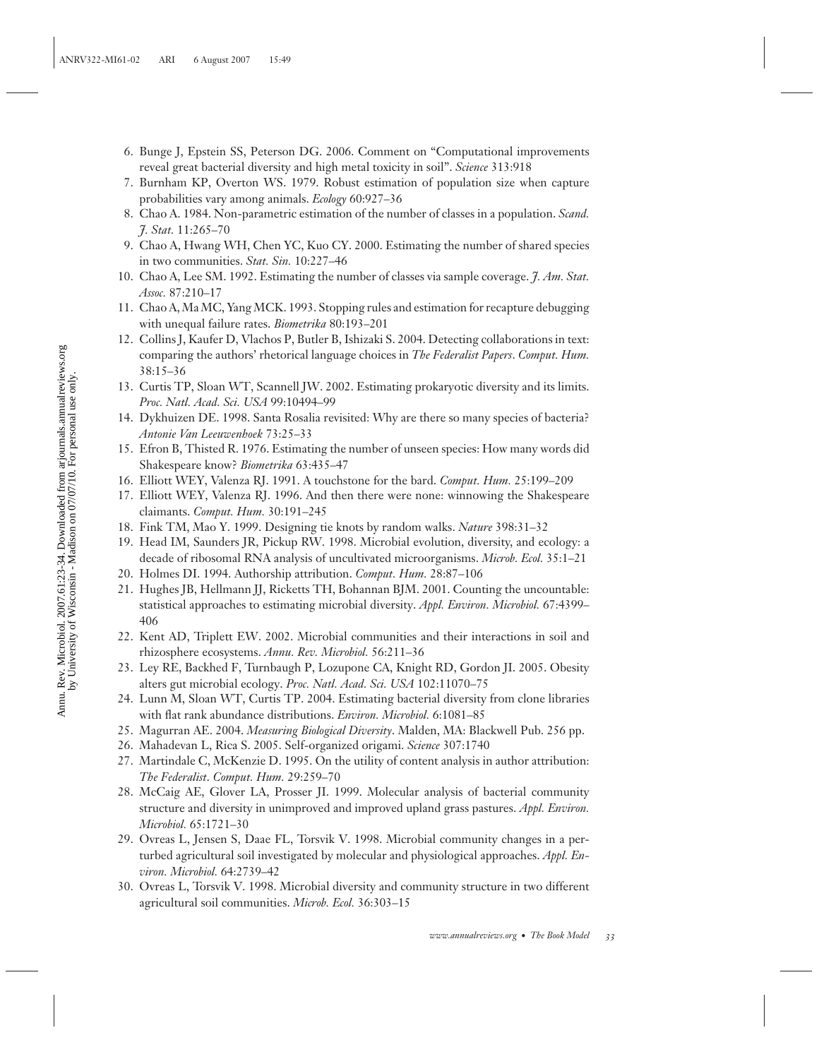6. Bunge J, Epstein SS, Peterson DG. 2006. Comment on "Computational improvements reveal great bacterial diversity and high metal toxicity in soil". *Science* 313:918
7. Burnham KP, Overton WS. 1979. Robust estimation of population size when capture probabilities vary among animals. *Ecology* 60:927–36
8. Chao A. 1984. Non-parametric estimation of the number of classes in a population. *Scand. J. Stat.* 11:265–70
9. Chao A, Hwang WH, Chen YC, Kuo CY. 2000. Estimating the number of shared species in two communities. *Stat. Sin.* 10:227–46
10. Chao A, Lee SM. 1992. Estimating the number of classes via sample coverage. *J. Am. Stat. Assoc.* 87:210–17
11. Chao A, Ma MC, Yang MCK. 1993. Stopping rules and estimation for recapture debugging with unequal failure rates. *Biometrika* 80:193–201
12. Collins J, Kaufer D, Vlachos P, Butler B, Ishizaki S. 2004. Detecting collaborations in text: comparing the authors' rhetorical language choices in *The Federalist Papers*. *Comput. Hum.* 38:15–36
13. Curtis TP, Sloan WT, Scannell JW. 2002. Estimating prokaryotic diversity and its limits. *Proc. Natl. Acad. Sci. USA* 99:10494–99
14. Dykhuizen DE. 1998. Santa Rosalia revisited: Why are there so many species of bacteria? *Antonie Van Leeuwenhoek* 73:25–33
15. Efron B, Thisted R. 1976. Estimating the number of unseen species: How many words did Shakespeare know? *Biometrika* 63:435–47
16. Elliott WEY, Valenza RJ. 1991. A touchstone for the bard. *Comput. Hum.* 25:199–209
17. Elliott WEY, Valenza RJ. 1996. And then there were none: winnowing the Shakespeare claimants. *Comput. Hum.* 30:191–245
18. Fink TM, Mao Y. 1999. Designing tie knots by random walks. *Nature* 398:31–32
19. Head IM, Saunders JR, Pickup RW. 1998. Microbial evolution, diversity, and ecology: a decade of ribosomal RNA analysis of uncultivated microorganisms. *Microb. Ecol.* 35:1–21
20. Holmes DI. 1994. Authorship attribution. *Comput. Hum.* 28:87–106
21. Hughes JB, Hellmann JJ, Ricketts TH, Bohannan BJM. 2001. Counting the uncountable: statistical approaches to estimating microbial diversity. *Appl. Environ. Microbiol.* 67:4399–406
22. Kent AD, Triplett EW. 2002. Microbial communities and their interactions in soil and rhizosphere ecosystems. *Annu. Rev. Microbiol.* 56:211–36
23. Ley RE, Backhed F, Turnbaugh P, Lozupone CA, Knight RD, Gordon JI. 2005. Obesity alters gut microbial ecology. *Proc. Natl. Acad. Sci. USA* 102:11070–75
24. Lunn M, Sloan WT, Curtis TP. 2004. Estimating bacterial diversity from clone libraries with flat rank abundance distributions. *Environ. Microbiol.* 6:1081–85
25. Magurran AE. 2004. *Measuring Biological Diversity*. Malden, MA: Blackwell Pub. 256 pp.
26. Mahadevan L, Rica S. 2005. Self-organized origami. *Science* 307:1740
27. Martindale C, McKenzie D. 1995. On the utility of content analysis in author attribution: *The Federalist*. *Comput. Hum.* 29:259–70
28. McCaig AE, Glover LA, Prosser JI. 1999. Molecular analysis of bacterial community structure and diversity in unimproved and improved upland grass pastures. *Appl. Environ. Microbiol.* 65:1721–30
29. Ovreas L, Jensen S, Daae FL, Torsvik V. 1998. Microbial community changes in a perturbed agricultural soil investigated by molecular and physiological approaches. *Appl. Environ. Microbiol.* 64:2739–42
30. Ovreas L, Torsvik V. 1998. Microbial diversity and community structure in two different agricultural soil communities. *Microb. Ecol.* 36:303–15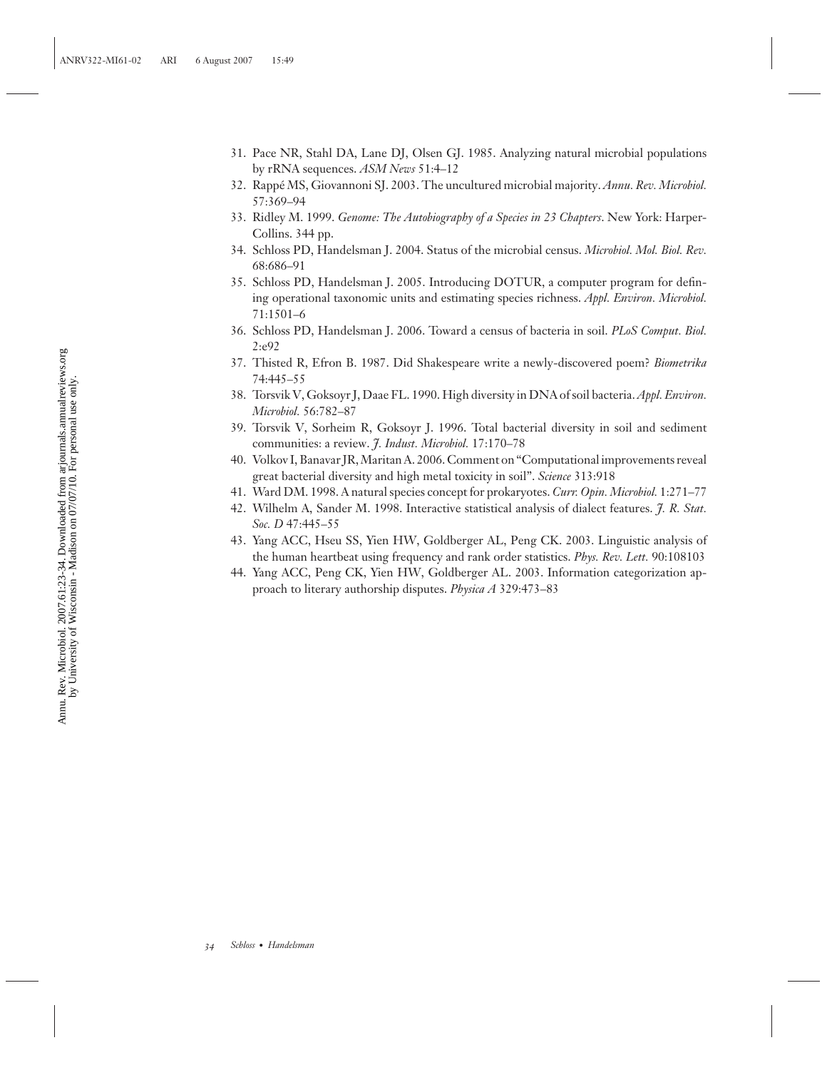31. Pace NR, Stahl DA, Lane DJ, Olsen GJ. 1985. Analyzing natural microbial populations by rRNA sequences. *ASM News* 51:4–12
32. Rappé MS, Giovannoni SJ. 2003. The uncultured microbial majority. *Annu. Rev. Microbiol.* 57:369–94
33. Ridley M. 1999. *Genome: The Autobiography of a Species in 23 Chapters*. New York: Harper-Collins. 344 pp.
34. Schloss PD, Handelsman J. 2004. Status of the microbial census. *Microbiol. Mol. Biol. Rev.* 68:686–91
35. Schloss PD, Handelsman J. 2005. Introducing DOTUR, a computer program for defining operational taxonomic units and estimating species richness. *Appl. Environ. Microbiol.* 71:1501–6
36. Schloss PD, Handelsman J. 2006. Toward a census of bacteria in soil. *PLoS Comput. Biol.* 2:e92
37. Thisted R, Efron B. 1987. Did Shakespeare write a newly-discovered poem? *Biometrika* 74:445–55
38. Torsvik V, Goksoyr J, Daae FL. 1990. High diversity in DNA of soil bacteria. *Appl. Environ. Microbiol.* 56:782–87
39. Torsvik V, Sorheim R, Goksoyr J. 1996. Total bacterial diversity in soil and sediment communities: a review. *J. Indust. Microbiol.* 17:170–78
40. Volkov I, Banavar JR, Maritan A. 2006. Comment on "Computational improvements reveal great bacterial diversity and high metal toxicity in soil". *Science* 313:918
41. Ward DM. 1998. A natural species concept for prokaryotes. *Curr. Opin. Microbiol.* 1:271–77
42. Wilhelm A, Sander M. 1998. Interactive statistical analysis of dialect features. *J. R. Stat. Soc. D* 47:445–55
43. Yang ACC, Hseu SS, Yien HW, Goldberger AL, Peng CK. 2003. Linguistic analysis of the human heartbeat using frequency and rank order statistics. *Phys. Rev. Lett.* 90:108103
44. Yang ACC, Peng CK, Yien HW, Goldberger AL. 2003. Information categorization approach to literary authorship disputes. *Physica A* 329:473–83